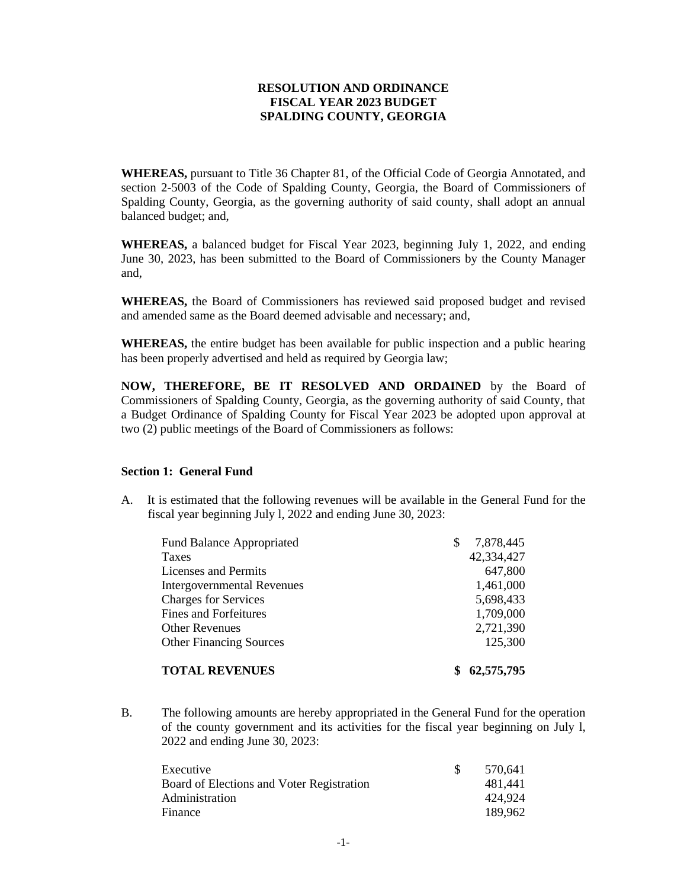# RESOLUTION AND ORDINANCE
# FISCAL YEAR 2023 BUDGET
# SPALDING COUNTY, GEORGIA

**WHEREAS,** pursuant to Title 36 Chapter 81, of the Official Code of Georgia Annotated, and section 2-5003 of the Code of Spalding County, Georgia, the Board of Commissioners of Spalding County, Georgia, as the governing authority of said county, shall adopt an annual balanced budget; and,

**WHEREAS,** a balanced budget for Fiscal Year 2023, beginning July 1, 2022, and ending June 30, 2023, has been submitted to the Board of Commissioners by the County Manager and,

**WHEREAS,** the Board of Commissioners has reviewed said proposed budget and revised and amended same as the Board deemed advisable and necessary; and,

**WHEREAS,** the entire budget has been available for public inspection and a public hearing has been properly advertised and held as required by Georgia law;

**NOW, THEREFORE, BE IT RESOLVED AND ORDAINED** by the Board of Commissioners of Spalding County, Georgia, as the governing authority of said County, that a Budget Ordinance of Spalding County for Fiscal Year 2023 be adopted upon approval at two (2) public meetings of the Board of Commissioners as follows:

### Section 1: General Fund

A. It is estimated that the following revenues will be available in the General Fund for the fiscal year beginning July l, 2022 and ending June 30, 2023:

| | |
|---|---|
| Fund Balance Appropriated | $ 7,878,445 |
| Taxes | 42,334,427 |
| Licenses and Permits | 647,800 |
| Intergovernmental Revenues | 1,461,000 |
| Charges for Services | 5,698,433 |
| Fines and Forfeitures | 1,709,000 |
| Other Revenues | 2,721,390 |
| Other Financing Sources | 125,300 |
| **TOTAL REVENUES** | **$ 62,575,795** |

B. The following amounts are hereby appropriated in the General Fund for the operation of the county government and its activities for the fiscal year beginning on July l, 2022 and ending June 30, 2023:

| | |
|---|---|
| Executive | $ 570,641 |
| Board of Elections and Voter Registration | 481,441 |
| Administration | 424,924 |
| Finance | 189,962 |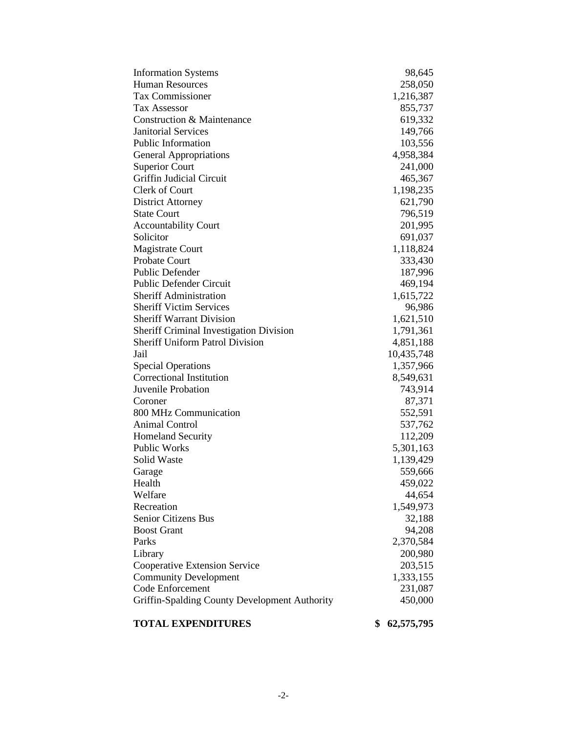| | |
|---|---|
| Information Systems | 98,645 |
| Human Resources | 258,050 |
| Tax Commissioner | 1,216,387 |
| Tax Assessor | 855,737 |
| Construction & Maintenance | 619,332 |
| Janitorial Services | 149,766 |
| Public Information | 103,556 |
| General Appropriations | 4,958,384 |
| Superior Court | 241,000 |
| Griffin Judicial Circuit | 465,367 |
| Clerk of Court | 1,198,235 |
| District Attorney | 621,790 |
| State Court | 796,519 |
| Accountability Court | 201,995 |
| Solicitor | 691,037 |
| Magistrate Court | 1,118,824 |
| Probate Court | 333,430 |
| Public Defender | 187,996 |
| Public Defender Circuit | 469,194 |
| Sheriff Administration | 1,615,722 |
| Sheriff Victim Services | 96,986 |
| Sheriff Warrant Division | 1,621,510 |
| Sheriff Criminal Investigation Division | 1,791,361 |
| Sheriff Uniform Patrol Division | 4,851,188 |
| Jail | 10,435,748 |
| Special Operations | 1,357,966 |
| Correctional Institution | 8,549,631 |
| Juvenile Probation | 743,914 |
| Coroner | 87,371 |
| 800 MHz Communication | 552,591 |
| Animal Control | 537,762 |
| Homeland Security | 112,209 |
| Public Works | 5,301,163 |
| Solid Waste | 1,139,429 |
| Garage | 559,666 |
| Health | 459,022 |
| Welfare | 44,654 |
| Recreation | 1,549,973 |
| Senior Citizens Bus | 32,188 |
| Boost Grant | 94,208 |
| Parks | 2,370,584 |
| Library | 200,980 |
| Cooperative Extension Service | 203,515 |
| Community Development | 1,333,155 |
| Code Enforcement | 231,087 |
| Griffin-Spalding County Development Authority | 450,000 |
| **TOTAL EXPENDITURES** | **$ 62,575,795** |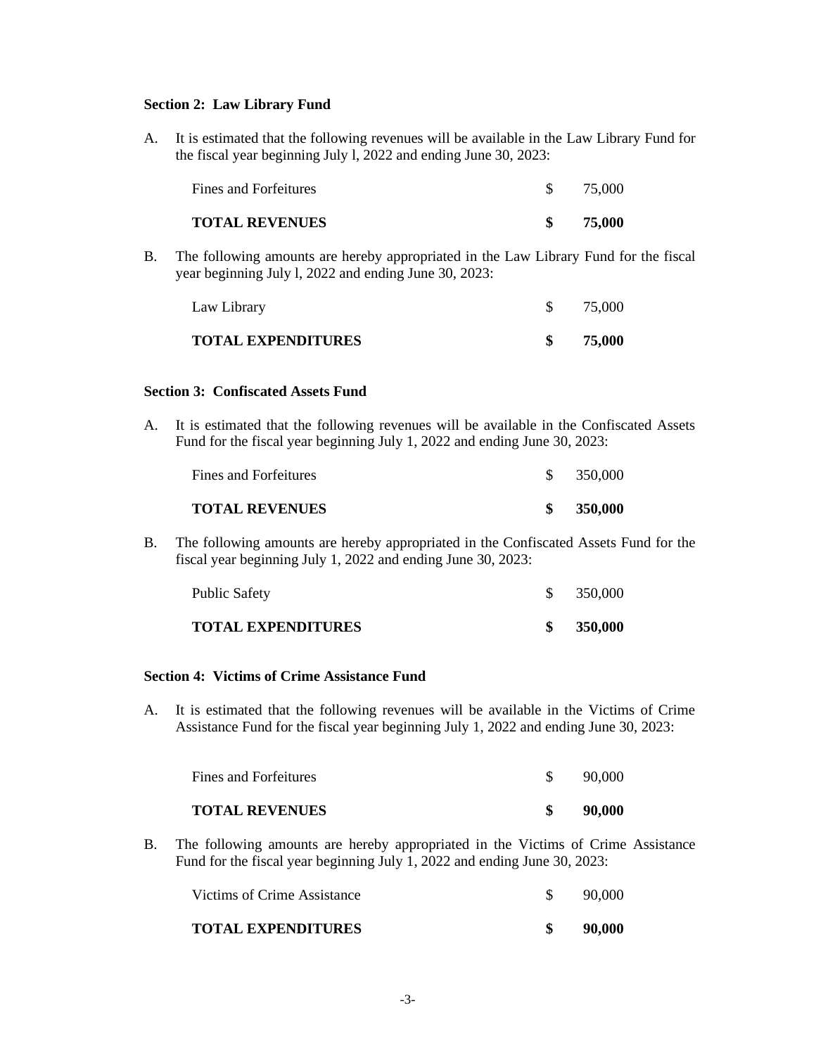**Section 2: Law Library Fund**

A. It is estimated that the following revenues will be available in the Law Library Fund for the fiscal year beginning July l, 2022 and ending June 30, 2023:

| | | |
|---|---|---|
| Fines and Forfeitures | $ | 75,000 |
| **TOTAL REVENUES** | **$** | **75,000** |

B. The following amounts are hereby appropriated in the Law Library Fund for the fiscal year beginning July l, 2022 and ending June 30, 2023:

| | | |
|---|---|---|
| Law Library | $ | 75,000 |
| **TOTAL EXPENDITURES** | **$** | **75,000** |

**Section 3: Confiscated Assets Fund**

A. It is estimated that the following revenues will be available in the Confiscated Assets Fund for the fiscal year beginning July 1, 2022 and ending June 30, 2023:

| | | |
|---|---|---|
| Fines and Forfeitures | $ | 350,000 |
| **TOTAL REVENUES** | **$** | **350,000** |

B. The following amounts are hereby appropriated in the Confiscated Assets Fund for the fiscal year beginning July 1, 2022 and ending June 30, 2023:

| | | |
|---|---|---|
| Public Safety | $ | 350,000 |
| **TOTAL EXPENDITURES** | **$** | **350,000** |

**Section 4: Victims of Crime Assistance Fund**

A. It is estimated that the following revenues will be available in the Victims of Crime Assistance Fund for the fiscal year beginning July 1, 2022 and ending June 30, 2023:

| | | |
|---|---|---|
| Fines and Forfeitures | $ | 90,000 |
| **TOTAL REVENUES** | **$** | **90,000** |

B. The following amounts are hereby appropriated in the Victims of Crime Assistance Fund for the fiscal year beginning July 1, 2022 and ending June 30, 2023:

| | | |
|---|---|---|
| Victims of Crime Assistance | $ | 90,000 |
| **TOTAL EXPENDITURES** | **$** | **90,000** |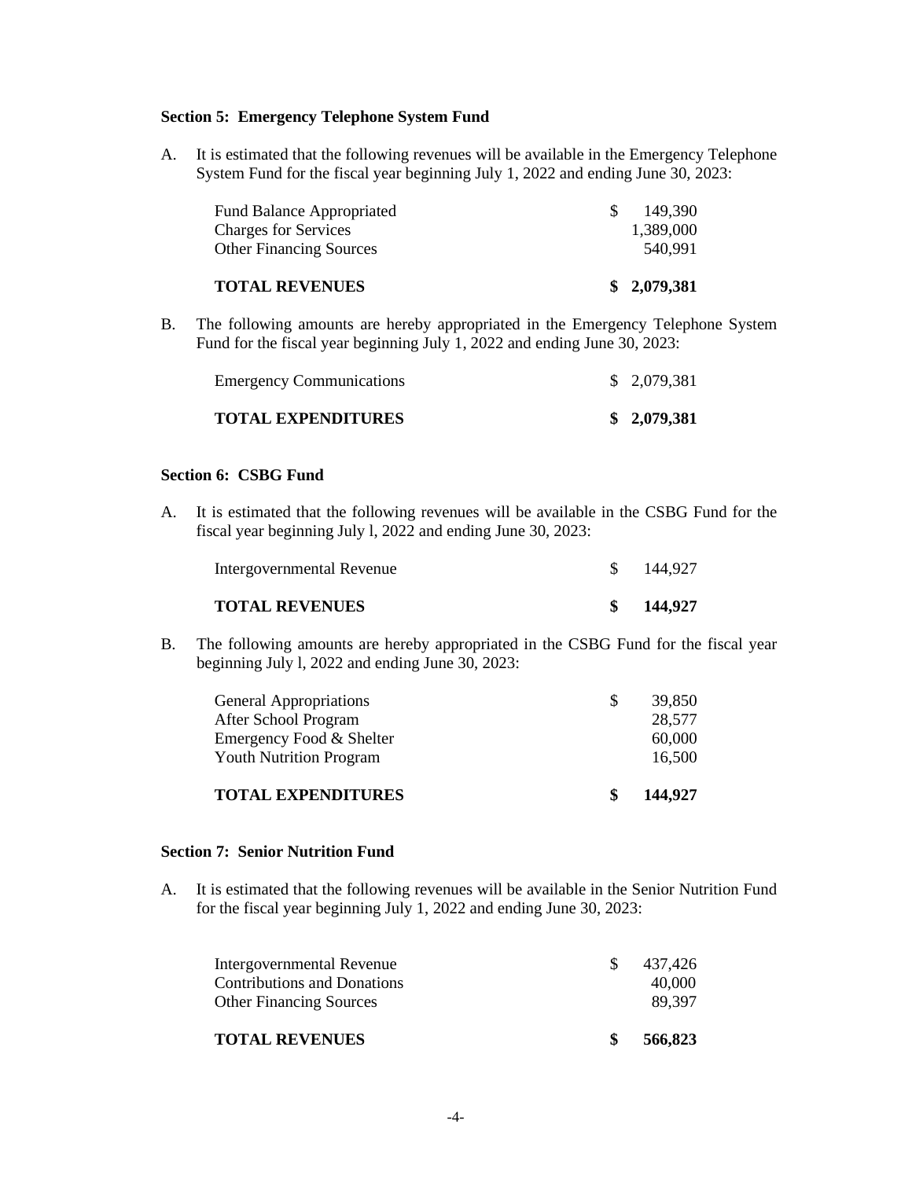### Section 5: Emergency Telephone System Fund

A. It is estimated that the following revenues will be available in the Emergency Telephone System Fund for the fiscal year beginning July 1, 2022 and ending June 30, 2023:

| | |
|---|---|
| Fund Balance Appropriated | $ 149,390 |
| Charges for Services | 1,389,000 |
| Other Financing Sources | 540,991 |
| **TOTAL REVENUES** | **$ 2,079,381** |

B. The following amounts are hereby appropriated in the Emergency Telephone System Fund for the fiscal year beginning July 1, 2022 and ending June 30, 2023:

| | |
|---|---|
| Emergency Communications | $ 2,079,381 |
| **TOTAL EXPENDITURES** | **$ 2,079,381** |

### Section 6: CSBG Fund

A. It is estimated that the following revenues will be available in the CSBG Fund for the fiscal year beginning July l, 2022 and ending June 30, 2023:

| | |
|---|---|
| Intergovernmental Revenue | $ 144,927 |
| **TOTAL REVENUES** | **$ 144,927** |

B. The following amounts are hereby appropriated in the CSBG Fund for the fiscal year beginning July l, 2022 and ending June 30, 2023:

| | |
|---|---|
| General Appropriations | $ 39,850 |
| After School Program | 28,577 |
| Emergency Food & Shelter | 60,000 |
| Youth Nutrition Program | 16,500 |
| **TOTAL EXPENDITURES** | **$ 144,927** |

### Section 7: Senior Nutrition Fund

A. It is estimated that the following revenues will be available in the Senior Nutrition Fund for the fiscal year beginning July 1, 2022 and ending June 30, 2023:

| | |
|---|---|
| Intergovernmental Revenue | $ 437,426 |
| Contributions and Donations | 40,000 |
| Other Financing Sources | 89,397 |
| **TOTAL REVENUES** | **$ 566,823** |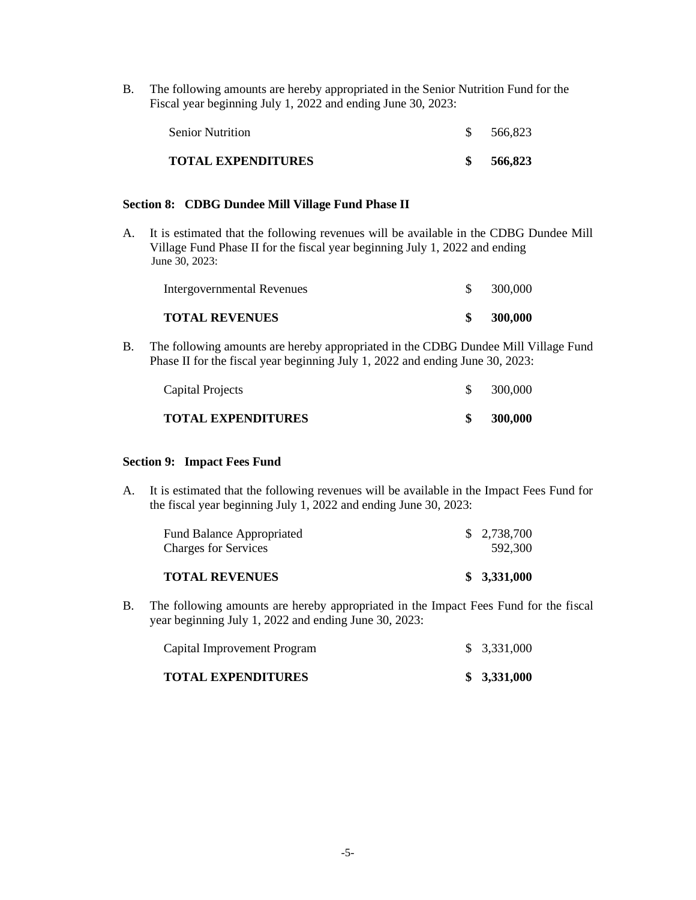B. The following amounts are hereby appropriated in the Senior Nutrition Fund for the Fiscal year beginning July 1, 2022 and ending June 30, 2023:

| | |
|---|---|
| Senior Nutrition | $ 566,823 |
| **TOTAL EXPENDITURES** | **$ 566,823** |

### Section 8: CDBG Dundee Mill Village Fund Phase II

A. It is estimated that the following revenues will be available in the CDBG Dundee Mill Village Fund Phase II for the fiscal year beginning July 1, 2022 and ending June 30, 2023:

| | |
|---|---|
| Intergovernmental Revenues | $ 300,000 |
| **TOTAL REVENUES** | **$ 300,000** |

B. The following amounts are hereby appropriated in the CDBG Dundee Mill Village Fund Phase II for the fiscal year beginning July 1, 2022 and ending June 30, 2023:

| | |
|---|---|
| Capital Projects | $ 300,000 |
| **TOTAL EXPENDITURES** | **$ 300,000** |

### Section 9: Impact Fees Fund

A. It is estimated that the following revenues will be available in the Impact Fees Fund for the fiscal year beginning July 1, 2022 and ending June 30, 2023:

| | |
|---|---|
| Fund Balance Appropriated | $ 2,738,700 |
| Charges for Services | 592,300 |
| **TOTAL REVENUES** | **$ 3,331,000** |

B. The following amounts are hereby appropriated in the Impact Fees Fund for the fiscal year beginning July 1, 2022 and ending June 30, 2023:

| | |
|---|---|
| Capital Improvement Program | $ 3,331,000 |
| **TOTAL EXPENDITURES** | **$ 3,331,000** |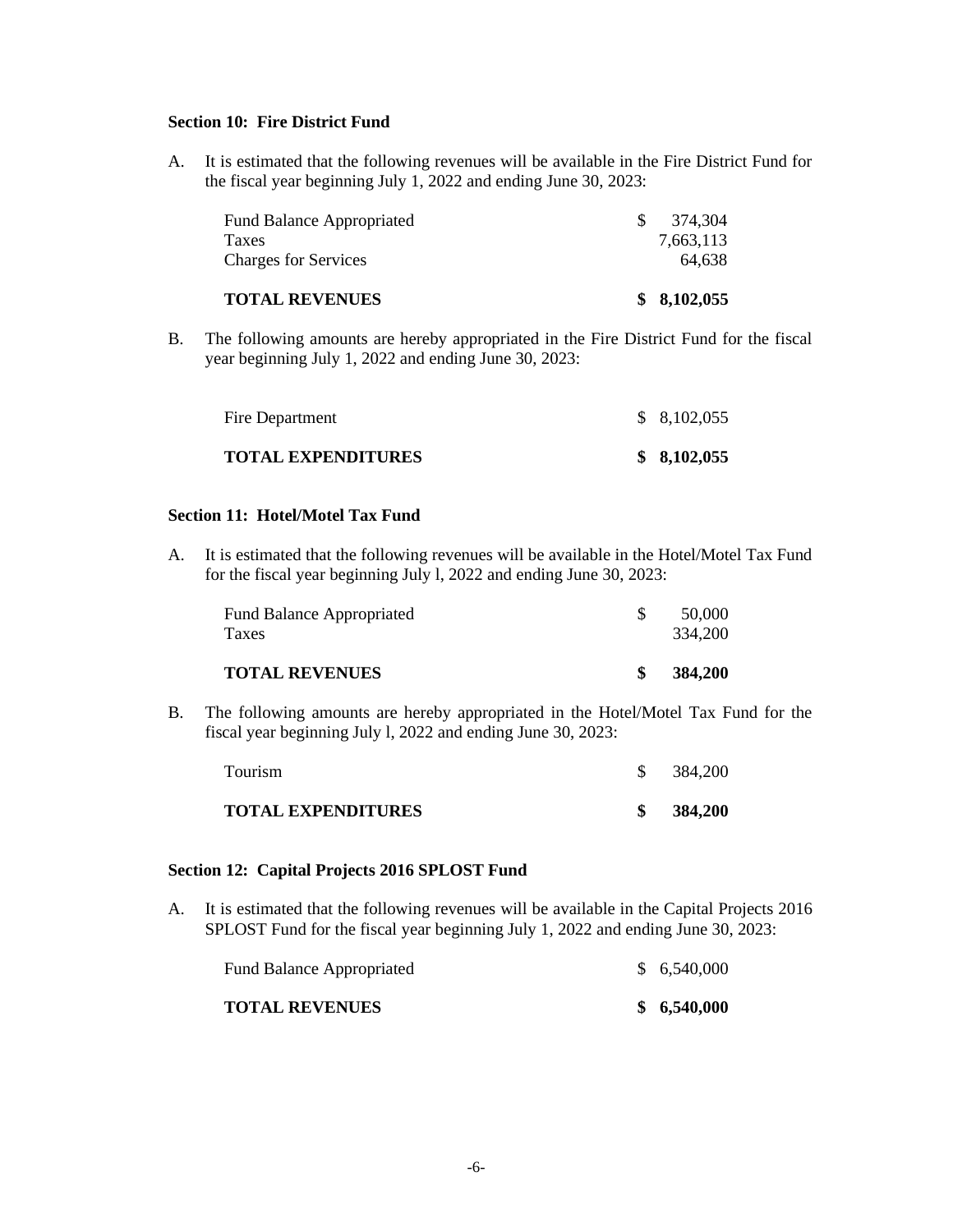**Section 10: Fire District Fund**

A. It is estimated that the following revenues will be available in the Fire District Fund for the fiscal year beginning July 1, 2022 and ending June 30, 2023:

| | |
|---|---|
| Fund Balance Appropriated | $ 374,304 |
| Taxes | 7,663,113 |
| Charges for Services | 64,638 |
| **TOTAL REVENUES** | **$ 8,102,055** |

B. The following amounts are hereby appropriated in the Fire District Fund for the fiscal year beginning July 1, 2022 and ending June 30, 2023:

| | |
|---|---|
| Fire Department | $ 8,102,055 |
| **TOTAL EXPENDITURES** | **$ 8,102,055** |

**Section 11: Hotel/Motel Tax Fund**

A. It is estimated that the following revenues will be available in the Hotel/Motel Tax Fund for the fiscal year beginning July l, 2022 and ending June 30, 2023:

| | |
|---|---|
| Fund Balance Appropriated | $ 50,000 |
| Taxes | 334,200 |
| **TOTAL REVENUES** | **$ 384,200** |

B. The following amounts are hereby appropriated in the Hotel/Motel Tax Fund for the fiscal year beginning July l, 2022 and ending June 30, 2023:

| | |
|---|---|
| Tourism | $ 384,200 |
| **TOTAL EXPENDITURES** | **$ 384,200** |

**Section 12: Capital Projects 2016 SPLOST Fund**

A. It is estimated that the following revenues will be available in the Capital Projects 2016 SPLOST Fund for the fiscal year beginning July 1, 2022 and ending June 30, 2023:

| | |
|---|---|
| Fund Balance Appropriated | $ 6,540,000 |
| **TOTAL REVENUES** | **$ 6,540,000** |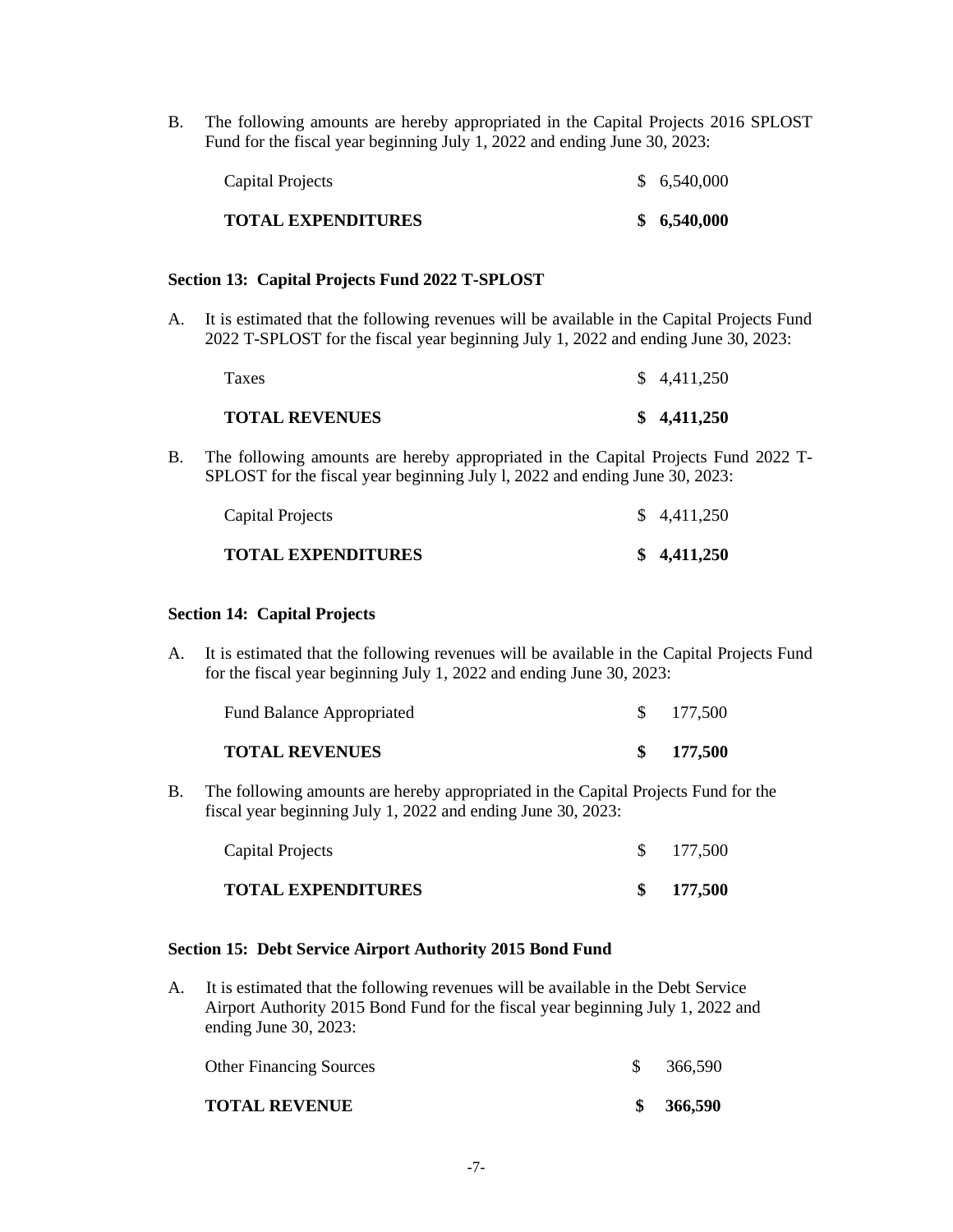B. The following amounts are hereby appropriated in the Capital Projects 2016 SPLOST Fund for the fiscal year beginning July 1, 2022 and ending June 30, 2023:

| | |
|---|---|
| Capital Projects | $ 6,540,000 |
| **TOTAL EXPENDITURES** | **$ 6,540,000** |

**Section 13: Capital Projects Fund 2022 T-SPLOST**

A. It is estimated that the following revenues will be available in the Capital Projects Fund 2022 T-SPLOST for the fiscal year beginning July 1, 2022 and ending June 30, 2023:

| | |
|---|---|
| Taxes | $ 4,411,250 |
| **TOTAL REVENUES** | **$ 4,411,250** |

B. The following amounts are hereby appropriated in the Capital Projects Fund 2022 T-SPLOST for the fiscal year beginning July l, 2022 and ending June 30, 2023:

| | |
|---|---|
| Capital Projects | $ 4,411,250 |
| **TOTAL EXPENDITURES** | **$ 4,411,250** |

**Section 14: Capital Projects**

A. It is estimated that the following revenues will be available in the Capital Projects Fund for the fiscal year beginning July 1, 2022 and ending June 30, 2023:

| | |
|---|---|
| Fund Balance Appropriated | $ 177,500 |
| **TOTAL REVENUES** | **$ 177,500** |

B. The following amounts are hereby appropriated in the Capital Projects Fund for the fiscal year beginning July 1, 2022 and ending June 30, 2023:

| | |
|---|---|
| Capital Projects | $ 177,500 |
| **TOTAL EXPENDITURES** | **$ 177,500** |

**Section 15: Debt Service Airport Authority 2015 Bond Fund**

A. It is estimated that the following revenues will be available in the Debt Service Airport Authority 2015 Bond Fund for the fiscal year beginning July 1, 2022 and ending June 30, 2023:

| | |
|---|---|
| Other Financing Sources | $ 366,590 |
| **TOTAL REVENUE** | **$ 366,590** |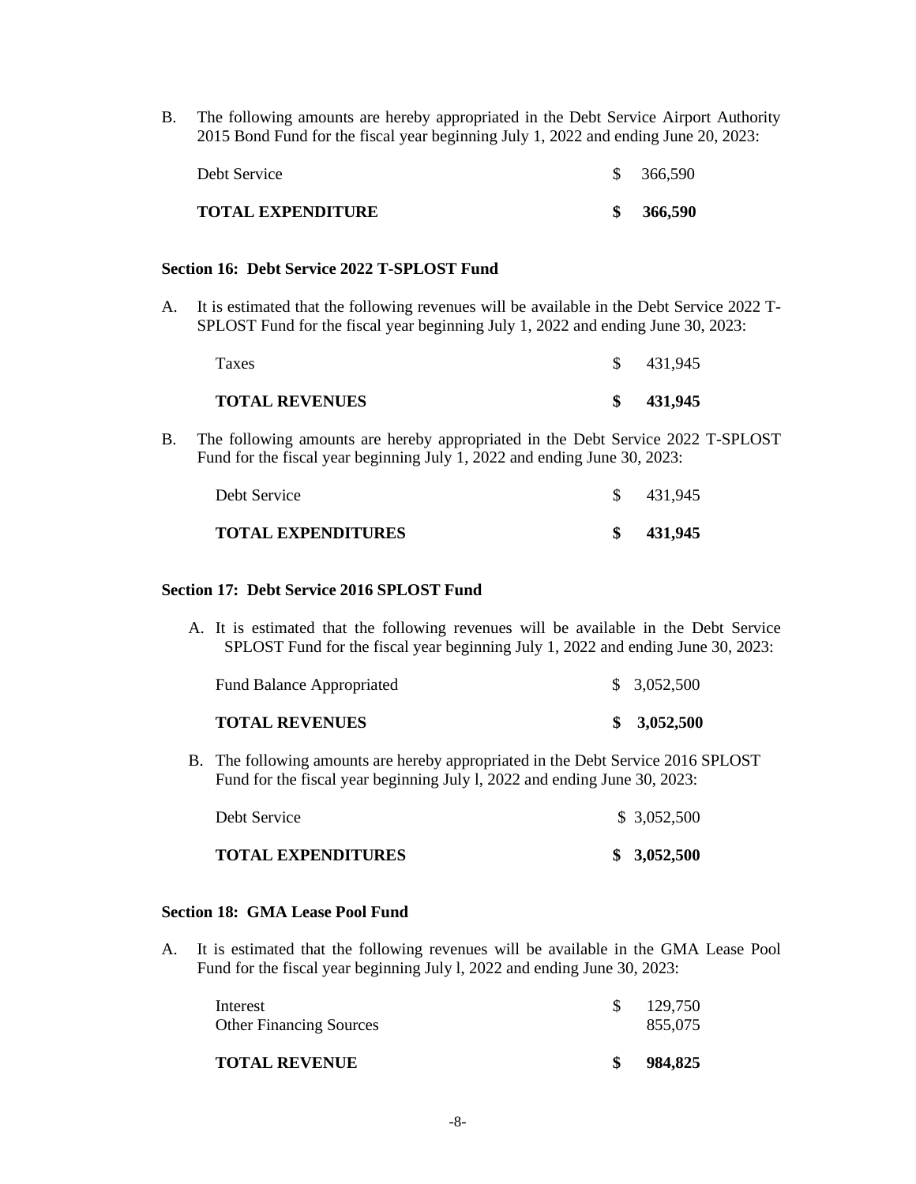B. The following amounts are hereby appropriated in the Debt Service Airport Authority 2015 Bond Fund for the fiscal year beginning July 1, 2022 and ending June 20, 2023:

| | |
|---|---|
| Debt Service | $ 366,590 |
| **TOTAL EXPENDITURE** | **$ 366,590** |

**Section 16: Debt Service 2022 T-SPLOST Fund**

A. It is estimated that the following revenues will be available in the Debt Service 2022 T-SPLOST Fund for the fiscal year beginning July 1, 2022 and ending June 30, 2023:

| | |
|---|---|
| Taxes | $ 431,945 |
| **TOTAL REVENUES** | **$ 431,945** |

B. The following amounts are hereby appropriated in the Debt Service 2022 T-SPLOST Fund for the fiscal year beginning July 1, 2022 and ending June 30, 2023:

| | |
|---|---|
| Debt Service | $ 431,945 |
| **TOTAL EXPENDITURES** | **$ 431,945** |

**Section 17: Debt Service 2016 SPLOST Fund**

A. It is estimated that the following revenues will be available in the Debt Service SPLOST Fund for the fiscal year beginning July 1, 2022 and ending June 30, 2023:

| | |
|---|---|
| Fund Balance Appropriated | $ 3,052,500 |
| **TOTAL REVENUES** | **$ 3,052,500** |

B. The following amounts are hereby appropriated in the Debt Service 2016 SPLOST Fund for the fiscal year beginning July l, 2022 and ending June 30, 2023:

| | |
|---|---|
| Debt Service | $ 3,052,500 |
| **TOTAL EXPENDITURES** | **$ 3,052,500** |

**Section 18: GMA Lease Pool Fund**

A. It is estimated that the following revenues will be available in the GMA Lease Pool Fund for the fiscal year beginning July l, 2022 and ending June 30, 2023:

| | |
|---|---|
| Interest | $ 129,750 |
| Other Financing Sources | 855,075 |
| **TOTAL REVENUE** | **$ 984,825** |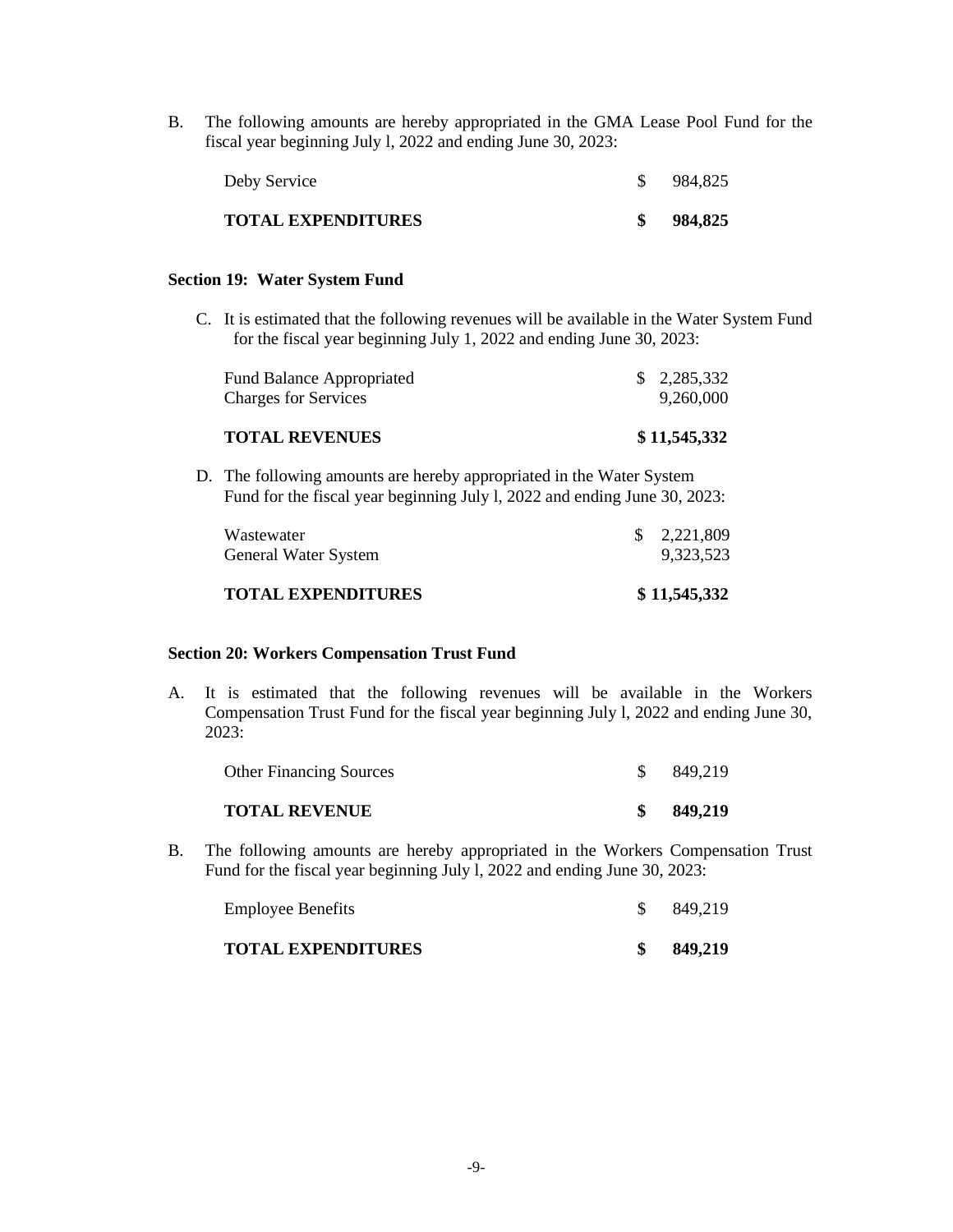B. The following amounts are hereby appropriated in the GMA Lease Pool Fund for the fiscal year beginning July l, 2022 and ending June 30, 2023:

| | |
|---|---|
| Deby Service | $ 984,825 |
| **TOTAL EXPENDITURES** | **$ 984,825** |

**Section 19: Water System Fund**

C. It is estimated that the following revenues will be available in the Water System Fund for the fiscal year beginning July 1, 2022 and ending June 30, 2023:

| | |
|---|---|
| Fund Balance Appropriated | $ 2,285,332 |
| Charges for Services | 9,260,000 |
| **TOTAL REVENUES** | **$ 11,545,332** |

D. The following amounts are hereby appropriated in the Water System Fund for the fiscal year beginning July l, 2022 and ending June 30, 2023:

| | |
|---|---|
| Wastewater | $ 2,221,809 |
| General Water System | 9,323,523 |
| **TOTAL EXPENDITURES** | **$ 11,545,332** |

**Section 20: Workers Compensation Trust Fund**

A. It is estimated that the following revenues will be available in the Workers Compensation Trust Fund for the fiscal year beginning July l, 2022 and ending June 30, 2023:

| | |
|---|---|
| Other Financing Sources | $ 849,219 |
| **TOTAL REVENUE** | **$ 849,219** |

B. The following amounts are hereby appropriated in the Workers Compensation Trust Fund for the fiscal year beginning July l, 2022 and ending June 30, 2023:

| | |
|---|---|
| Employee Benefits | $ 849,219 |
| **TOTAL EXPENDITURES** | **$ 849,219** |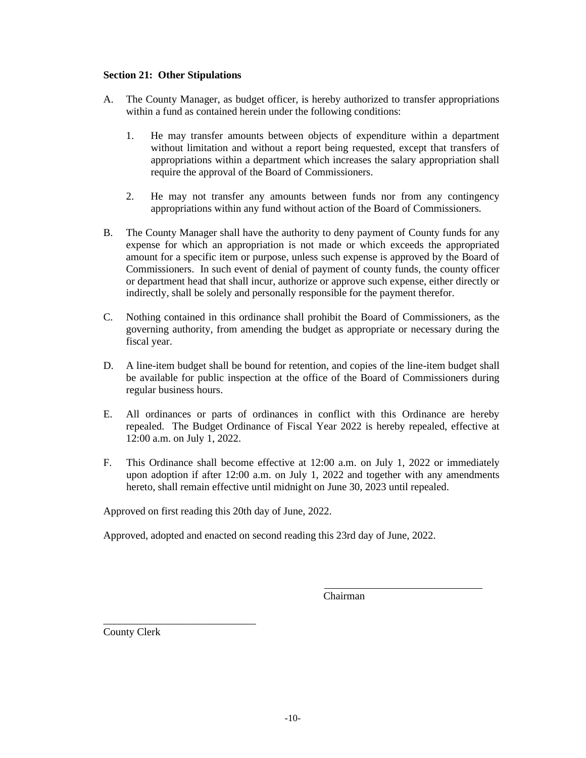**Section 21: Other Stipulations**

A. The County Manager, as budget officer, is hereby authorized to transfer appropriations within a fund as contained herein under the following conditions:

   1. He may transfer amounts between objects of expenditure within a department without limitation and without a report being requested, except that transfers of appropriations within a department which increases the salary appropriation shall require the approval of the Board of Commissioners.

   2. He may not transfer any amounts between funds nor from any contingency appropriations within any fund without action of the Board of Commissioners.

B. The County Manager shall have the authority to deny payment of County funds for any expense for which an appropriation is not made or which exceeds the appropriated amount for a specific item or purpose, unless such expense is approved by the Board of Commissioners. In such event of denial of payment of county funds, the county officer or department head that shall incur, authorize or approve such expense, either directly or indirectly, shall be solely and personally responsible for the payment therefor.

C. Nothing contained in this ordinance shall prohibit the Board of Commissioners, as the governing authority, from amending the budget as appropriate or necessary during the fiscal year.

D. A line-item budget shall be bound for retention, and copies of the line-item budget shall be available for public inspection at the office of the Board of Commissioners during regular business hours.

E. All ordinances or parts of ordinances in conflict with this Ordinance are hereby repealed. The Budget Ordinance of Fiscal Year 2022 is hereby repealed, effective at 12:00 a.m. on July 1, 2022.

F. This Ordinance shall become effective at 12:00 a.m. on July 1, 2022 or immediately upon adoption if after 12:00 a.m. on July 1, 2022 and together with any amendments hereto, shall remain effective until midnight on June 30, 2023 until repealed.

Approved on first reading this 20th day of June, 2022.

Approved, adopted and enacted on second reading this 23rd day of June, 2022.

\_\_\_\_\_\_\_\_\_\_\_\_\_\_\_\_\_\_\_\_\_\_\_\_\_\_\_\_\_\_
Chairman

\_\_\_\_\_\_\_\_\_\_\_\_\_\_\_\_\_\_\_\_\_\_\_\_\_\_\_\_\_\_
County Clerk